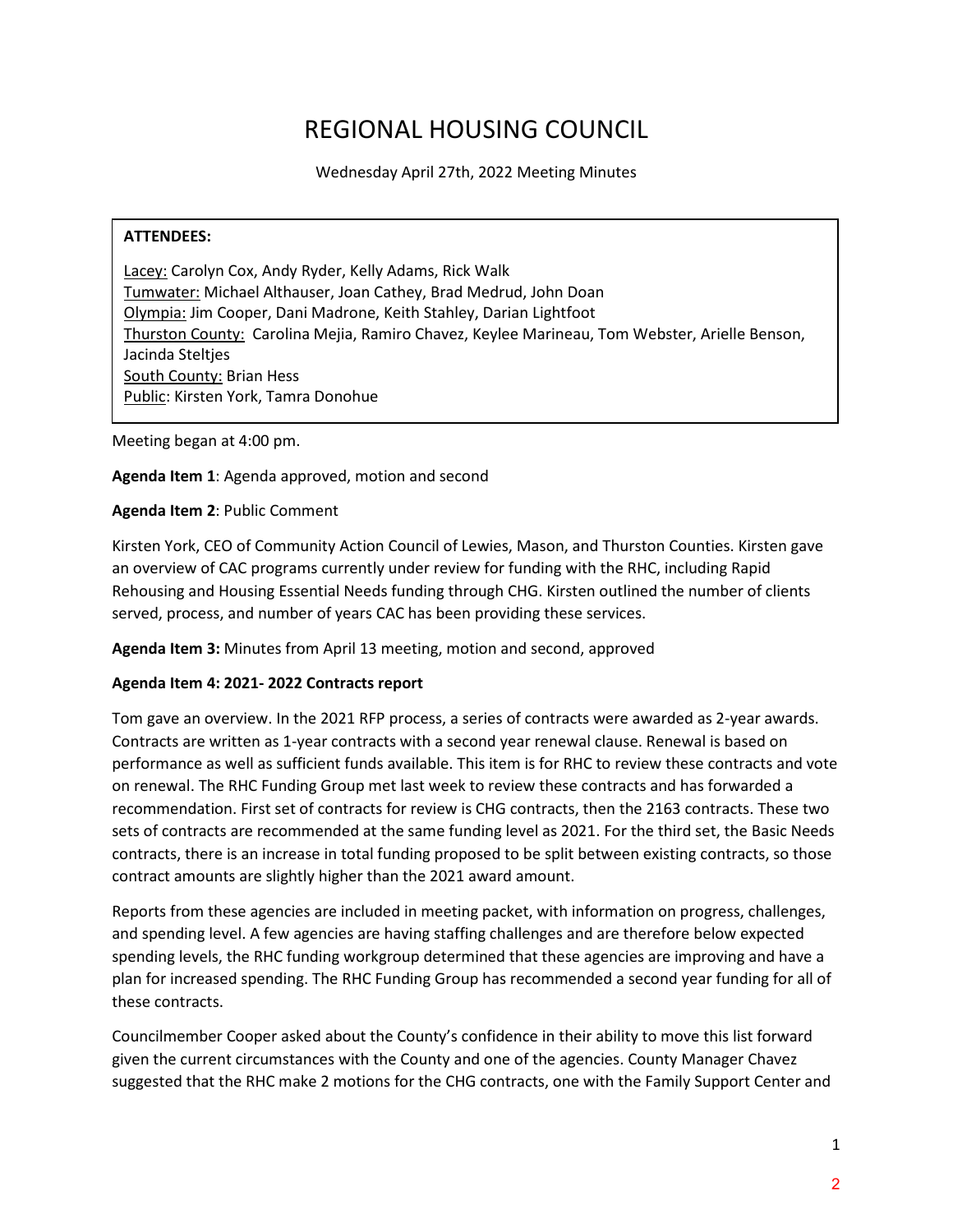# REGIONAL HOUSING COUNCIL

Wednesday April 27th, 2022 Meeting Minutes

**ATTENDEES:**

Lacey: Carolyn Cox, Andy Ryder, Kelly Adams, Rick Walk
Tumwater: Michael Althauser, Joan Cathey, Brad Medrud, John Doan
Olympia: Jim Cooper, Dani Madrone, Keith Stahley, Darian Lightfoot
Thurston County: Carolina Mejia, Ramiro Chavez, Keylee Marineau, Tom Webster, Arielle Benson, Jacinda Steltjes
South County: Brian Hess
Public: Kirsten York, Tamra Donohue

Meeting began at 4:00 pm.

**Agenda Item 1**: Agenda approved, motion and second

**Agenda Item 2**: Public Comment

Kirsten York, CEO of Community Action Council of Lewies, Mason, and Thurston Counties. Kirsten gave an overview of CAC programs currently under review for funding with the RHC, including Rapid Rehousing and Housing Essential Needs funding through CHG. Kirsten outlined the number of clients served, process, and number of years CAC has been providing these services.

**Agenda Item 3:** Minutes from April 13 meeting, motion and second, approved

**Agenda Item 4: 2021- 2022 Contracts report**

Tom gave an overview. In the 2021 RFP process, a series of contracts were awarded as 2-year awards. Contracts are written as 1-year contracts with a second year renewal clause. Renewal is based on performance as well as sufficient funds available. This item is for RHC to review these contracts and vote on renewal. The RHC Funding Group met last week to review these contracts and has forwarded a recommendation. First set of contracts for review is CHG contracts, then the 2163 contracts. These two sets of contracts are recommended at the same funding level as 2021. For the third set, the Basic Needs contracts, there is an increase in total funding proposed to be split between existing contracts, so those contract amounts are slightly higher than the 2021 award amount.

Reports from these agencies are included in meeting packet, with information on progress, challenges, and spending level. A few agencies are having staffing challenges and are therefore below expected spending levels, the RHC funding workgroup determined that these agencies are improving and have a plan for increased spending. The RHC Funding Group has recommended a second year funding for all of these contracts.

Councilmember Cooper asked about the County's confidence in their ability to move this list forward given the current circumstances with the County and one of the agencies. County Manager Chavez suggested that the RHC make 2 motions for the CHG contracts, one with the Family Support Center and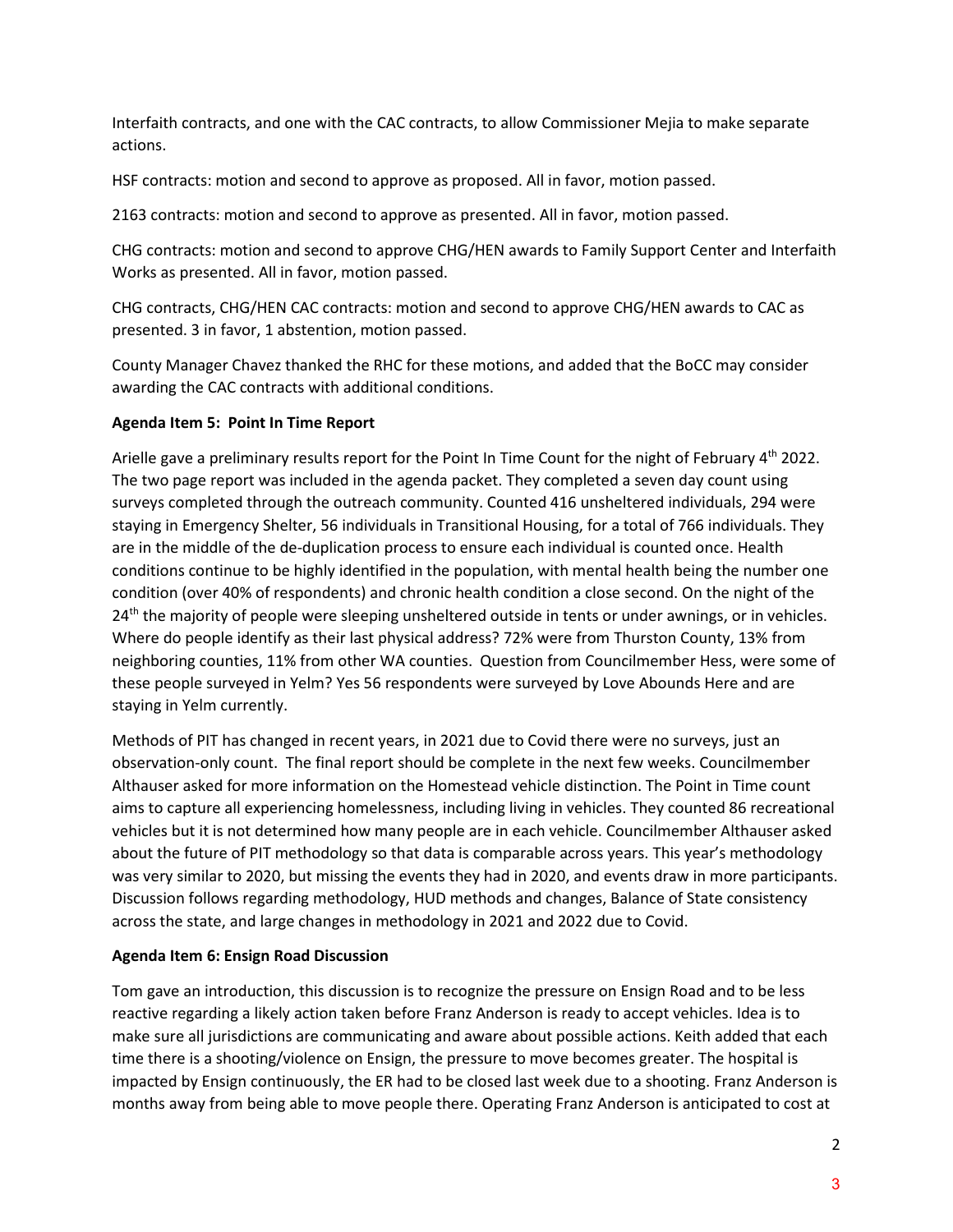Interfaith contracts, and one with the CAC contracts, to allow Commissioner Mejia to make separate actions.

HSF contracts: motion and second to approve as proposed. All in favor, motion passed.

2163 contracts: motion and second to approve as presented. All in favor, motion passed.

CHG contracts: motion and second to approve CHG/HEN awards to Family Support Center and Interfaith Works as presented. All in favor, motion passed.

CHG contracts, CHG/HEN CAC contracts: motion and second to approve CHG/HEN awards to CAC as presented. 3 in favor, 1 abstention, motion passed.

County Manager Chavez thanked the RHC for these motions, and added that the BoCC may consider awarding the CAC contracts with additional conditions.

**Agenda Item 5: Point In Time Report**

Arielle gave a preliminary results report for the Point In Time Count for the night of February 4th 2022. The two page report was included in the agenda packet. They completed a seven day count using surveys completed through the outreach community. Counted 416 unsheltered individuals, 294 were staying in Emergency Shelter, 56 individuals in Transitional Housing, for a total of 766 individuals. They are in the middle of the de-duplication process to ensure each individual is counted once. Health conditions continue to be highly identified in the population, with mental health being the number one condition (over 40% of respondents) and chronic health condition a close second. On the night of the 24th the majority of people were sleeping unsheltered outside in tents or under awnings, or in vehicles. Where do people identify as their last physical address? 72% were from Thurston County, 13% from neighboring counties, 11% from other WA counties. Question from Councilmember Hess, were some of these people surveyed in Yelm? Yes 56 respondents were surveyed by Love Abounds Here and are staying in Yelm currently.

Methods of PIT has changed in recent years, in 2021 due to Covid there were no surveys, just an observation-only count. The final report should be complete in the next few weeks. Councilmember Althauser asked for more information on the Homestead vehicle distinction. The Point in Time count aims to capture all experiencing homelessness, including living in vehicles. They counted 86 recreational vehicles but it is not determined how many people are in each vehicle. Councilmember Althauser asked about the future of PIT methodology so that data is comparable across years. This year's methodology was very similar to 2020, but missing the events they had in 2020, and events draw in more participants. Discussion follows regarding methodology, HUD methods and changes, Balance of State consistency across the state, and large changes in methodology in 2021 and 2022 due to Covid.

**Agenda Item 6: Ensign Road Discussion**

Tom gave an introduction, this discussion is to recognize the pressure on Ensign Road and to be less reactive regarding a likely action taken before Franz Anderson is ready to accept vehicles. Idea is to make sure all jurisdictions are communicating and aware about possible actions. Keith added that each time there is a shooting/violence on Ensign, the pressure to move becomes greater. The hospital is impacted by Ensign continuously, the ER had to be closed last week due to a shooting. Franz Anderson is months away from being able to move people there. Operating Franz Anderson is anticipated to cost at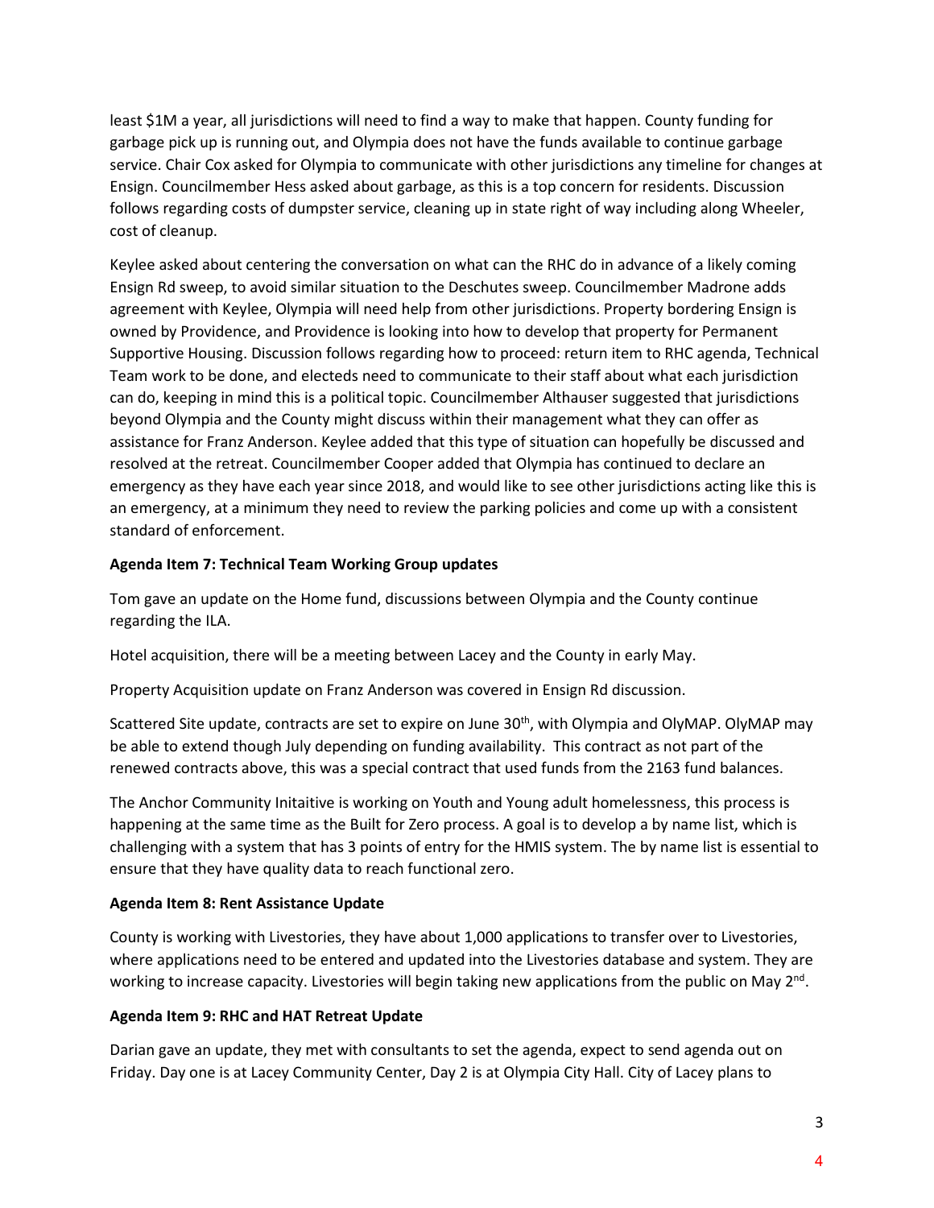least $1M a year, all jurisdictions will need to find a way to make that happen. County funding for garbage pick up is running out, and Olympia does not have the funds available to continue garbage service. Chair Cox asked for Olympia to communicate with other jurisdictions any timeline for changes at Ensign. Councilmember Hess asked about garbage, as this is a top concern for residents. Discussion follows regarding costs of dumpster service, cleaning up in state right of way including along Wheeler, cost of cleanup.

Keylee asked about centering the conversation on what can the RHC do in advance of a likely coming Ensign Rd sweep, to avoid similar situation to the Deschutes sweep. Councilmember Madrone adds agreement with Keylee, Olympia will need help from other jurisdictions. Property bordering Ensign is owned by Providence, and Providence is looking into how to develop that property for Permanent Supportive Housing. Discussion follows regarding how to proceed: return item to RHC agenda, Technical Team work to be done, and electeds need to communicate to their staff about what each jurisdiction can do, keeping in mind this is a political topic. Councilmember Althauser suggested that jurisdictions beyond Olympia and the County might discuss within their management what they can offer as assistance for Franz Anderson. Keylee added that this type of situation can hopefully be discussed and resolved at the retreat. Councilmember Cooper added that Olympia has continued to declare an emergency as they have each year since 2018, and would like to see other jurisdictions acting like this is an emergency, at a minimum they need to review the parking policies and come up with a consistent standard of enforcement.

**Agenda Item 7: Technical Team Working Group updates**

Tom gave an update on the Home fund, discussions between Olympia and the County continue regarding the ILA.

Hotel acquisition, there will be a meeting between Lacey and the County in early May.

Property Acquisition update on Franz Anderson was covered in Ensign Rd discussion.

Scattered Site update, contracts are set to expire on June 30th, with Olympia and OlyMAP. OlyMAP may be able to extend though July depending on funding availability. This contract as not part of the renewed contracts above, this was a special contract that used funds from the 2163 fund balances.

The Anchor Community Initaitive is working on Youth and Young adult homelessness, this process is happening at the same time as the Built for Zero process. A goal is to develop a by name list, which is challenging with a system that has 3 points of entry for the HMIS system. The by name list is essential to ensure that they have quality data to reach functional zero.

**Agenda Item 8: Rent Assistance Update**

County is working with Livestories, they have about 1,000 applications to transfer over to Livestories, where applications need to be entered and updated into the Livestories database and system. They are working to increase capacity. Livestories will begin taking new applications from the public on May 2nd.

**Agenda Item 9: RHC and HAT Retreat Update**

Darian gave an update, they met with consultants to set the agenda, expect to send agenda out on Friday. Day one is at Lacey Community Center, Day 2 is at Olympia City Hall. City of Lacey plans to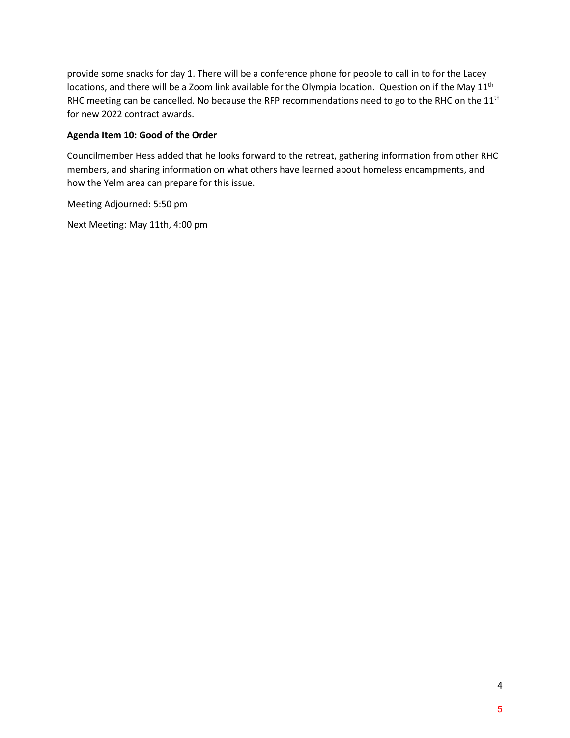provide some snacks for day 1. There will be a conference phone for people to call in to for the Lacey locations, and there will be a Zoom link available for the Olympia location. Question on if the May 11th RHC meeting can be cancelled. No because the RFP recommendations need to go to the RHC on the 11th for new 2022 contract awards.

**Agenda Item 10: Good of the Order**

Councilmember Hess added that he looks forward to the retreat, gathering information from other RHC members, and sharing information on what others have learned about homeless encampments, and how the Yelm area can prepare for this issue.

Meeting Adjourned: 5:50 pm

Next Meeting: May 11th, 4:00 pm